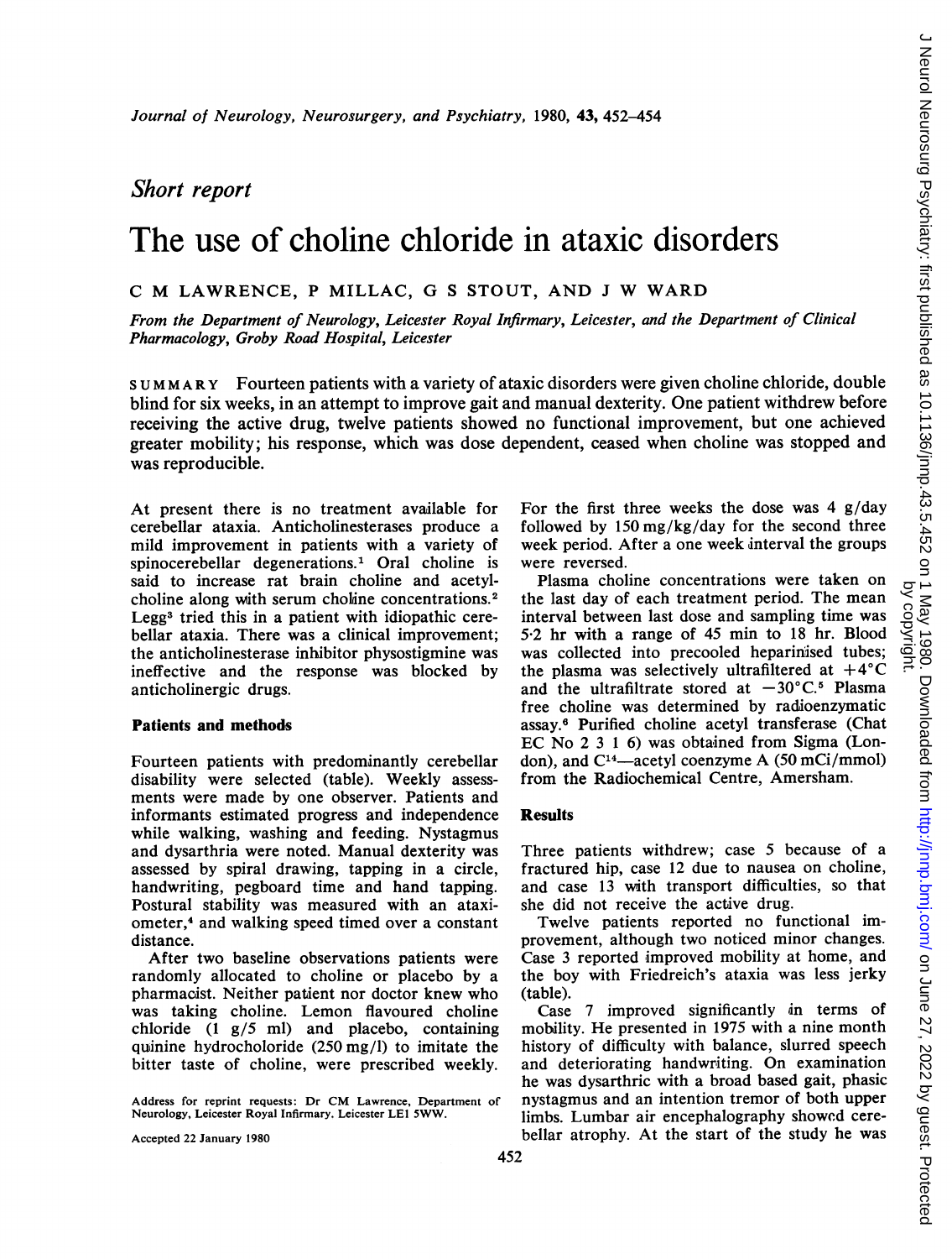*Short report*

# The use of choline chloride in ataxic disorders

C M LAWRENCE, P MILLAC, G S STOUT, AND J W WARD

*From the Department of Neurology, Leicester Royal Infirmary, Leicester, and the Department of Clinical Pharmacology, Groby Road Hospital, Leicester*

SUMMARY Fourteen patients with a variety of ataxic disorders were given choline chloride, double blind for six weeks, in an attempt to improve gait and manual dexterity. One patient withdrew before receiving the active drug, twelve patients showed no functional improvement, but one achieved greater mobility; his response, which was dose dependent, ceased when choline was stopped and was reproducible.

At present there is no treatment available for cerebellar ataxia. Anticholinesterases produce a mild improvement in patients with a variety of spinocerebellar degenerations.[1] Oral choline is said to increase rat brain choline and acetylcholine along with serum choline concentrations.[2] Legg[3] tried this in a patient with idiopathic cerebellar ataxia. There was a clinical improvement; the anticholinesterase inhibitor physostigmine was ineffective and the response was blocked by anticholinergic drugs.

## Patients and methods

Fourteen patients with predominantly cerebellar disability were selected (table). Weekly assessments were made by one observer. Patients and informants estimated progress and independence while walking, washing and feeding. Nystagmus and dysarthria were noted. Manual dexterity was assessed by spiral drawing, tapping in a circle, handwriting, pegboard time and hand tapping. Postural stability was measured with an ataxiometer,[4] and walking speed timed over a constant distance.

After two baseline observations patients were randomly allocated to choline or placebo by a pharmacist. Neither patient nor doctor knew who was taking choline. Lemon flavoured choline chloride (1 g/5 ml) and placebo, containing quinine hydrocholoride (250 mg/l) to imitate the bitter taste of choline, were prescribed weekly. For the first three weeks the dose was 4 g/day followed by 150 mg/kg/day for the second three week period. After a one week interval the groups were reversed.

Plasma choline concentrations were taken on the last day of each treatment period. The mean interval between last dose and sampling time was 5·2 hr with a range of 45 min to 18 hr. Blood was collected into precooled heparinised tubes; the plasma was selectively ultrafiltered at +4°C and the ultrafiltrate stored at −30°C.[5] Plasma free choline was determined by radioenzymatic assay.[6] Purified choline acetyl transferase (Chat EC No 2 3 1 6) was obtained from Sigma (London), and $C^{14}$—acetyl coenzyme A (50 mCi/mmol) from the Radiochemical Centre, Amersham.

## Results

Three patients withdrew; case 5 because of a fractured hip, case 12 due to nausea on choline, and case 13 with transport difficulties, so that she did not receive the active drug.

Twelve patients reported no functional improvement, although two noticed minor changes. Case 3 reported improved mobility at home, and the boy with Friedreich's ataxia was less jerky (table).

Case 7 improved significantly in terms of mobility. He presented in 1975 with a nine month history of difficulty with balance, slurred speech and deteriorating handwriting. On examination he was dysarthric with a broad based gait, phasic nystagmus and an intention tremor of both upper limbs. Lumbar air encephalography showed cerebellar atrophy. At the start of the study he was

Address for reprint requests: Dr CM Lawrence, Department of Neurology, Leicester Royal Infirmary, Leicester LE1 5WW.

Accepted 22 January 1980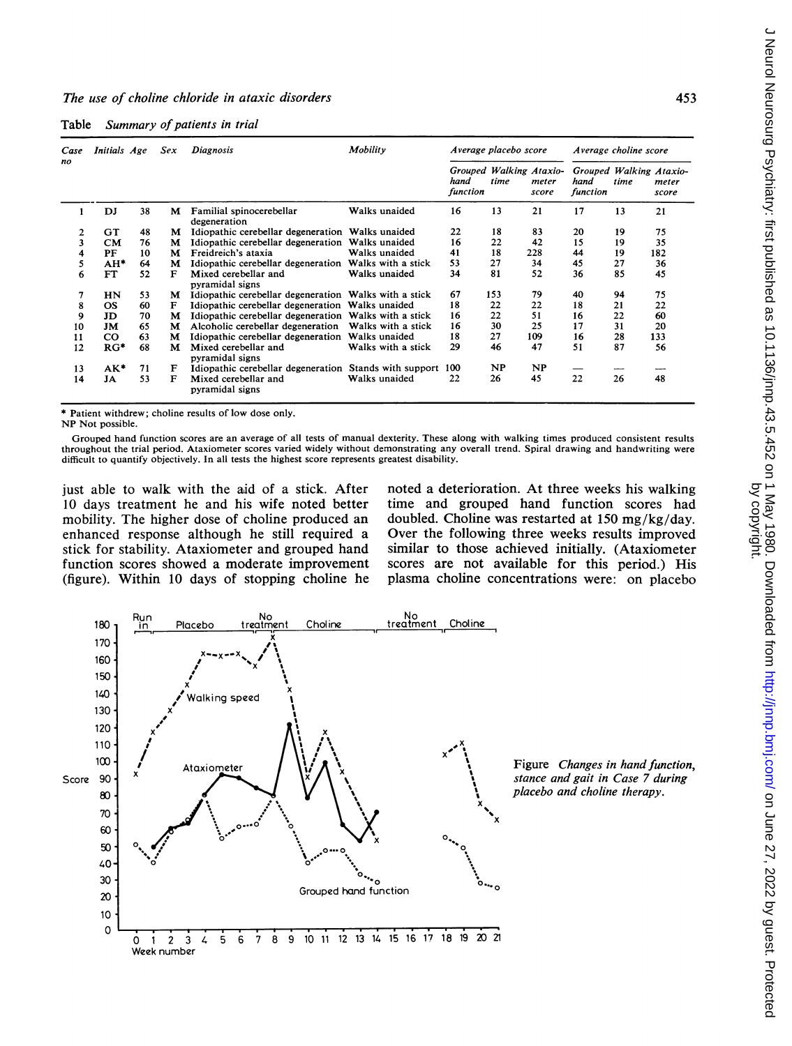Table *Summary of patients in trial*

| Case no | Initials | Age | Sex | Diagnosis | Mobility | Average placebo score | | | Average choline score | | |
|---|---|---|---|---|---|---|---|---|---|---|---|
| | | | | | | Grouped hand function | Walking time | Ataxiometer score | Grouped hand function | Walking time | Ataxiometer score |
| 1 | DJ | 38 | M | Familial spinocerebellar degeneration | Walks unaided | 16 | 13 | 21 | 17 | 13 | 21 |
| 2 | GT | 48 | M | Idiopathic cerebellar degeneration | Walks unaided | 22 | 18 | 83 | 20 | 19 | 75 |
| 3 | CM | 76 | M | Idiopathic cerebellar degeneration | Walks unaided | 16 | 22 | 42 | 15 | 19 | 35 |
| 4 | PF | 10 | M | Freidreich's ataxia | Walks unaided | 41 | 18 | 228 | 44 | 19 | 182 |
| 5 | AH* | 64 | M | Idiopathic cerebellar degeneration | Walks with a stick | 53 | 27 | 34 | 45 | 27 | 36 |
| 6 | FT | 52 | F | Mixed cerebellar and pyramidal signs | Walks unaided | 34 | 81 | 52 | 36 | 85 | 45 |
| 7 | HN | 53 | M | Idiopathic cerebellar degeneration | Walks with a stick | 67 | 153 | 79 | 40 | 94 | 75 |
| 8 | OS | 60 | F | Idiopathic cerebellar degeneration | Walks unaided | 18 | 22 | 22 | 18 | 21 | 22 |
| 9 | JD | 70 | M | Idiopathic cerebellar degeneration | Walks with a stick | 16 | 22 | 51 | 16 | 22 | 60 |
| 10 | JM | 65 | M | Alcoholic cerebellar degeneration | Walks with a stick | 16 | 30 | 25 | 17 | 31 | 20 |
| 11 | CO | 63 | M | Idiopathic cerebellar degeneration | Walks unaided | 18 | 27 | 109 | 16 | 28 | 133 |
| 12 | RG* | 68 | M | Mixed cerebellar and pyramidal signs | Walks with a stick | 29 | 46 | 47 | 51 | 87 | 56 |
| 13 | AK* | 71 | F | Idiopathic cerebellar degeneration | Stands with support | 100 | NP | NP | — | — | — |
| 14 | JA | 53 | F | Mixed cerebellar and pyramidal signs | Walks unaided | 22 | 26 | 45 | 22 | 26 | 48 |

\* Patient withdrew; choline results of low dose only.
NP Not possible.

Grouped hand function scores are an average of all tests of manual dexterity. These along with walking times produced consistent results throughout the trial period. Ataxiometer scores varied widely without demonstrating any overall trend. Spiral drawing and handwriting were difficult to quantify objectively. In all tests the highest score represents greatest disability.

just able to walk with the aid of a stick. After 10 days treatment he and his wife noted better mobility. The higher dose of choline produced an enhanced response although he still required a stick for stability. Ataxiometer and grouped hand function scores showed a moderate improvement (figure). Within 10 days of stopping choline he noted a deterioration. At three weeks his walking time and grouped hand function scores had doubled. Choline was restarted at 150 mg/kg/day. Over the following three weeks results improved similar to those achieved initially. (Ataxiometer scores are not available for this period.) His plasma choline concentrations were: on placebo

Figure *Changes in hand function, stance and gait in Case 7 during placebo and choline therapy.*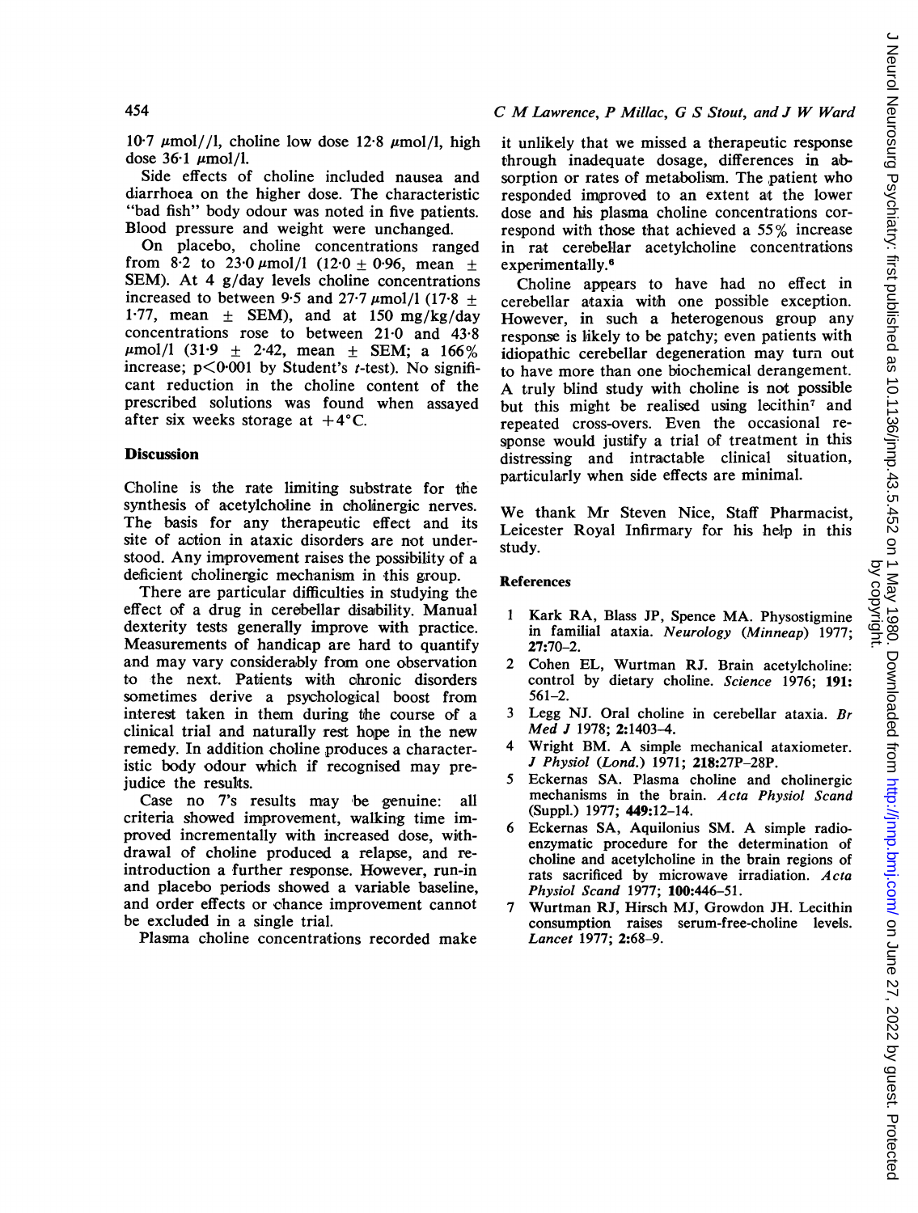10·7 μmol//l, choline low dose 12·8 μmol/l, high dose 36·1 μmol/l.

Side effects of choline included nausea and diarrhoea on the higher dose. The characteristic "bad fish" body odour was noted in five patients. Blood pressure and weight were unchanged.

On placebo, choline concentrations ranged from 8·2 to 23·0 μmol/l (12·0 ± 0·96, mean ± SEM). At 4 g/day levels choline concentrations increased to between 9·5 and 27·7 μmol/l (17·8 ± 1·77, mean ± SEM), and at 150 mg/kg/day concentrations rose to between 21·0 and 43·8 μmol/l (31·9 ± 2·42, mean ± SEM; a 166% increase; $p < 0·001$ by Student's $t$-test). No significant reduction in the choline content of the prescribed solutions was found when assayed after six weeks storage at +4°C.

## Discussion

Choline is the rate limiting substrate for the synthesis of acetylcholine in cholinergic nerves. The basis for any therapeutic effect and its site of action in ataxic disorders are not understood. Any improvement raises the possibility of a deficient cholinergic mechanism in this group.

There are particular difficulties in studying the effect of a drug in cerebellar disability. Manual dexterity tests generally improve with practice. Measurements of handicap are hard to quantify and may vary considerably from one observation to the next. Patients with chronic disorders sometimes derive a psychological boost from interest taken in them during the course of a clinical trial and naturally rest hope in the new remedy. In addition choline produces a characteristic body odour which if recognised may prejudice the results.

Case no 7's results may be genuine: all criteria showed improvement, walking time improved incrementally with increased dose, withdrawal of choline produced a relapse, and reintroduction a further response. However, run-in and placebo periods showed a variable baseline, and order effects or chance improvement cannot be excluded in a single trial.

Plasma choline concentrations recorded make it unlikely that we missed a therapeutic response through inadequate dosage, differences in absorption or rates of metabolism. The patient who responded improved to an extent at the lower dose and his plasma choline concentrations correspond with those that achieved a 55% increase in rat cerebellar acetylcholine concentrations experimentally.[6]

Choline appears to have had no effect in cerebellar ataxia with one possible exception. However, in such a heterogenous group any response is likely to be patchy; even patients with idiopathic cerebellar degeneration may turn out to have more than one biochemical derangement. A truly blind study with choline is not possible but this might be realised using lecithin[7] and repeated cross-overs. Even the occasional response would justify a trial of treatment in this distressing and intractable clinical situation, particularly when side effects are minimal.

We thank Mr Steven Nice, Staff Pharmacist, Leicester Royal Infirmary for his help in this study.

## References

1. Kark RA, Blass JP, Spence MA. Physostigmine in familial ataxia. *Neurology (Minneap)* 1977; **27**:70–2.
2. Cohen EL, Wurtman RJ. Brain acetylcholine: control by dietary choline. *Science* 1976; **191**: 561–2.
3. Legg NJ. Oral choline in cerebellar ataxia. *Br Med J* 1978; **2**:1403–4.
4. Wright BM. A simple mechanical ataxiometer. *J Physiol (Lond.)* 1971; **218**:27P–28P.
5. Eckernas SA. Plasma choline and cholinergic mechanisms in the brain. *Acta Physiol Scand* (Suppl.) 1977; **449**:12–14.
6. Eckernas SA, Aquilonius SM. A simple radioenzymatic procedure for the determination of choline and acetylcholine in the brain regions of rats sacrificed by microwave irradiation. *Acta Physiol Scand* 1977; **100**:446–51.
7. Wurtman RJ, Hirsch MJ, Growdon JH. Lecithin consumption raises serum-free-choline levels. *Lancet* 1977; **2**:68–9.